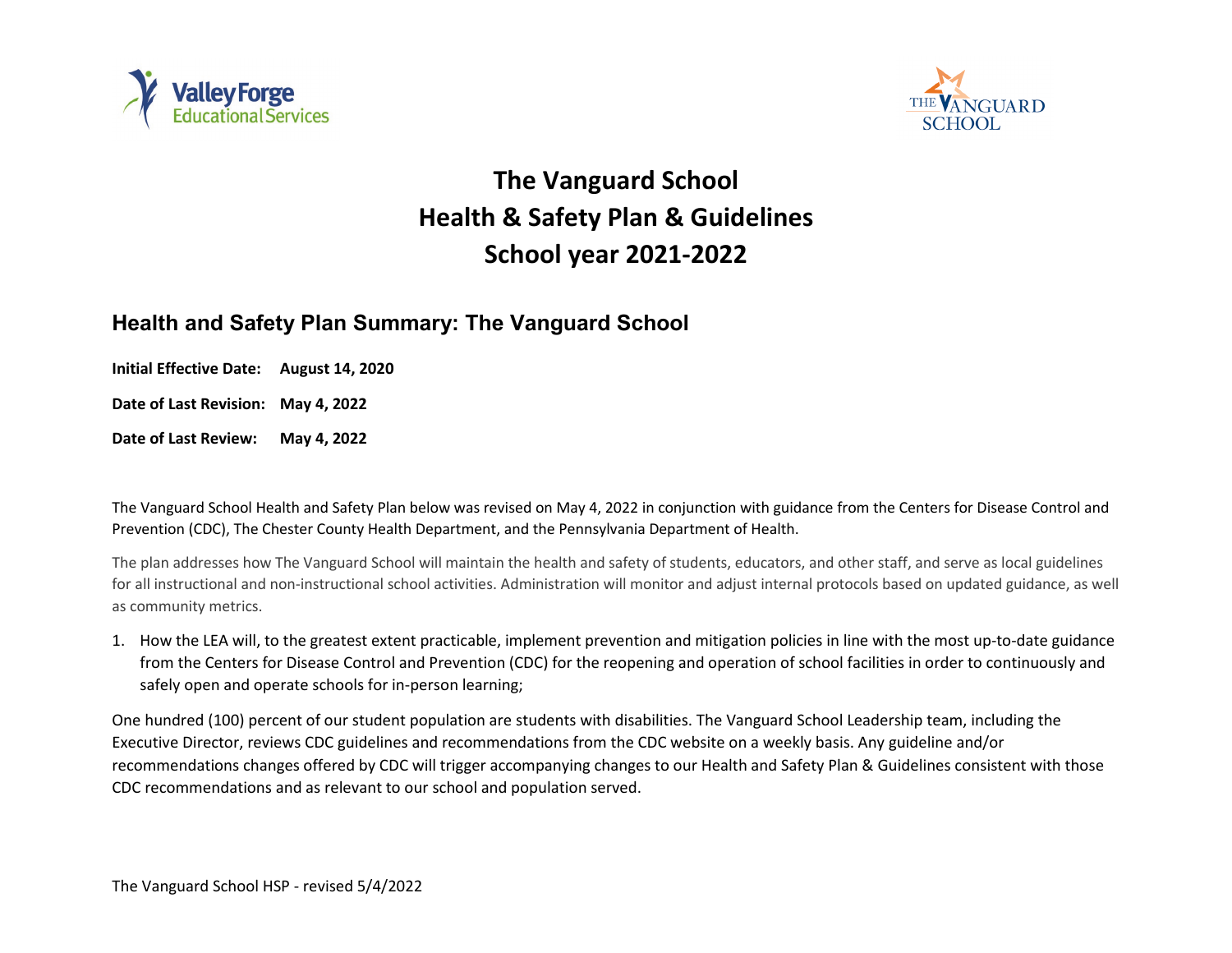# The Vanguard School
# Health & Safety Plan & Guidelines
# School year 2021-2022

## Health and Safety Plan Summary: The Vanguard School

**Initial Effective Date:** **August 14, 2020**

**Date of Last Revision:** **May 4, 2022**

**Date of Last Review:** **May 4, 2022**

The Vanguard School Health and Safety Plan below was revised on May 4, 2022 in conjunction with guidance from the Centers for Disease Control and Prevention (CDC), The Chester County Health Department, and the Pennsylvania Department of Health.

The plan addresses how The Vanguard School will maintain the health and safety of students, educators, and other staff, and serve as local guidelines for all instructional and non-instructional school activities. Administration will monitor and adjust internal protocols based on updated guidance, as well as community metrics.

1. How the LEA will, to the greatest extent practicable, implement prevention and mitigation policies in line with the most up-to-date guidance from the Centers for Disease Control and Prevention (CDC) for the reopening and operation of school facilities in order to continuously and safely open and operate schools for in-person learning;

One hundred (100) percent of our student population are students with disabilities. The Vanguard School Leadership team, including the Executive Director, reviews CDC guidelines and recommendations from the CDC website on a weekly basis. Any guideline and/or recommendations changes offered by CDC will trigger accompanying changes to our Health and Safety Plan & Guidelines consistent with those CDC recommendations and as relevant to our school and population served.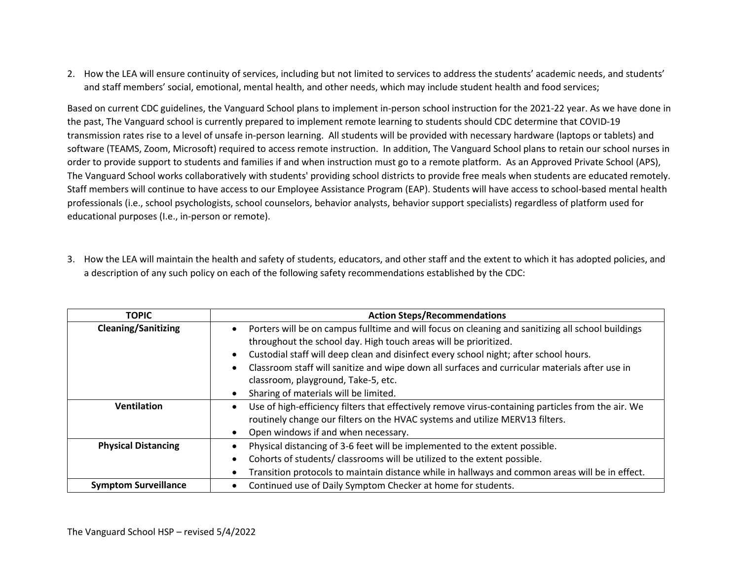2. How the LEA will ensure continuity of services, including but not limited to services to address the students' academic needs, and students' and staff members' social, emotional, mental health, and other needs, which may include student health and food services;

Based on current CDC guidelines, the Vanguard School plans to implement in-person school instruction for the 2021-22 year. As we have done in the past, The Vanguard school is currently prepared to implement remote learning to students should CDC determine that COVID-19 transmission rates rise to a level of unsafe in-person learning. All students will be provided with necessary hardware (laptops or tablets) and software (TEAMS, Zoom, Microsoft) required to access remote instruction. In addition, The Vanguard School plans to retain our school nurses in order to provide support to students and families if and when instruction must go to a remote platform. As an Approved Private School (APS), The Vanguard School works collaboratively with students' providing school districts to provide free meals when students are educated remotely. Staff members will continue to have access to our Employee Assistance Program (EAP). Students will have access to school-based mental health professionals (i.e., school psychologists, school counselors, behavior analysts, behavior support specialists) regardless of platform used for educational purposes (I.e., in-person or remote).

3. How the LEA will maintain the health and safety of students, educators, and other staff and the extent to which it has adopted policies, and a description of any such policy on each of the following safety recommendations established by the CDC:

| TOPIC | Action Steps/Recommendations |
|---|---|
| **Cleaning/Sanitizing** | • Porters will be on campus fulltime and will focus on cleaning and sanitizing all school buildings throughout the school day. High touch areas will be prioritized.<br>• Custodial staff will deep clean and disinfect every school night; after school hours.<br>• Classroom staff will sanitize and wipe down all surfaces and curricular materials after use in classroom, playground, Take-5, etc.<br>• Sharing of materials will be limited. |
| **Ventilation** | • Use of high-efficiency filters that effectively remove virus-containing particles from the air. We routinely change our filters on the HVAC systems and utilize MERV13 filters.<br>• Open windows if and when necessary. |
| **Physical Distancing** | • Physical distancing of 3-6 feet will be implemented to the extent possible.<br>• Cohorts of students/ classrooms will be utilized to the extent possible.<br>• Transition protocols to maintain distance while in hallways and common areas will be in effect. |
| **Symptom Surveillance** | • Continued use of Daily Symptom Checker at home for students. |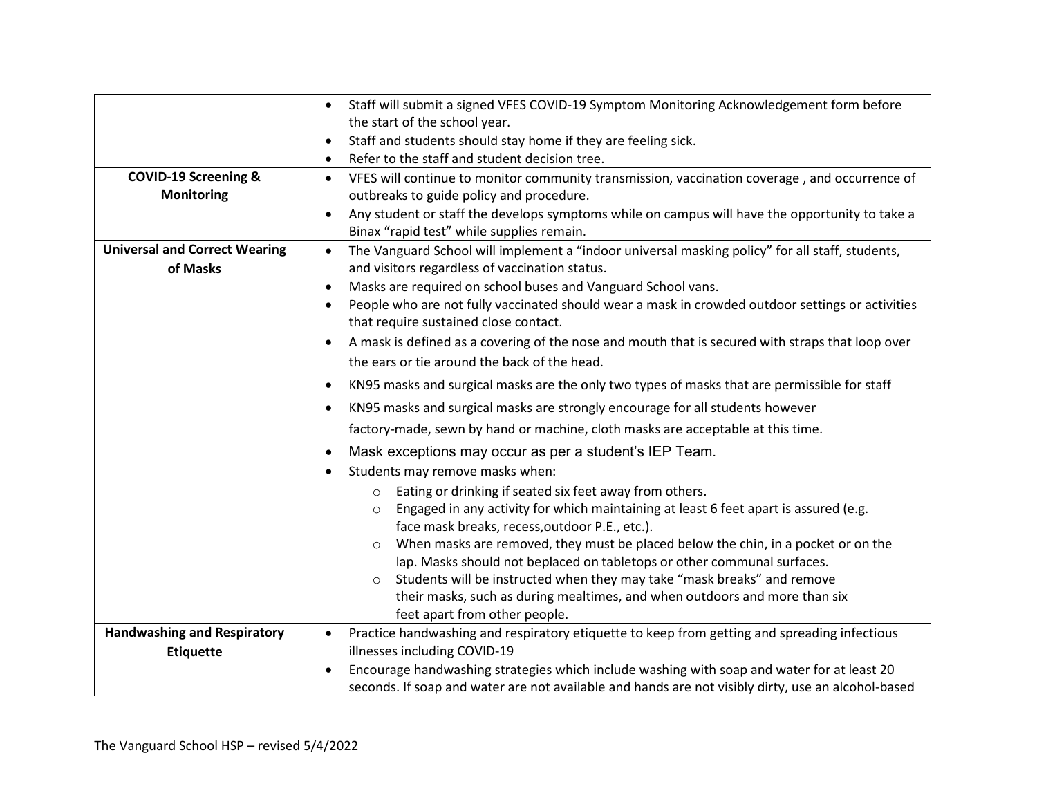| | |
|---|---|
| | • Staff will submit a signed VFES COVID-19 Symptom Monitoring Acknowledgement form before the start of the school year.<br>• Staff and students should stay home if they are feeling sick.<br>• Refer to the staff and student decision tree. |
| **COVID-19 Screening & Monitoring** | • VFES will continue to monitor community transmission, vaccination coverage , and occurrence of outbreaks to guide policy and procedure.<br>• Any student or staff the develops symptoms while on campus will have the opportunity to take a Binax "rapid test" while supplies remain. |
| **Universal and Correct Wearing of Masks** | • The Vanguard School will implement a "indoor universal masking policy" for all staff, students, and visitors regardless of vaccination status.<br>• Masks are required on school buses and Vanguard School vans.<br>• People who are not fully vaccinated should wear a mask in crowded outdoor settings or activities that require sustained close contact.<br>• A mask is defined as a covering of the nose and mouth that is secured with straps that loop over the ears or tie around the back of the head.<br>• KN95 masks and surgical masks are the only two types of masks that are permissible for staff<br>• KN95 masks and surgical masks are strongly encourage for all students however factory-made, sewn by hand or machine, cloth masks are acceptable at this time.<br>• Mask exceptions may occur as per a student's IEP Team.<br>• Students may remove masks when:<br>&nbsp;&nbsp;&nbsp;&nbsp;○ Eating or drinking if seated six feet away from others.<br>&nbsp;&nbsp;&nbsp;&nbsp;○ Engaged in any activity for which maintaining at least 6 feet apart is assured (e.g. face mask breaks, recess,outdoor P.E., etc.).<br>&nbsp;&nbsp;&nbsp;&nbsp;○ When masks are removed, they must be placed below the chin, in a pocket or on the lap. Masks should not beplaced on tabletops or other communal surfaces.<br>&nbsp;&nbsp;&nbsp;&nbsp;○ Students will be instructed when they may take "mask breaks" and remove their masks, such as during mealtimes, and when outdoors and more than six feet apart from other people. |
| **Handwashing and Respiratory Etiquette** | • Practice handwashing and respiratory etiquette to keep from getting and spreading infectious illnesses including COVID-19<br>• Encourage handwashing strategies which include washing with soap and water for at least 20 seconds. If soap and water are not available and hands are not visibly dirty, use an alcohol-based |

The Vanguard School HSP – revised 5/4/2022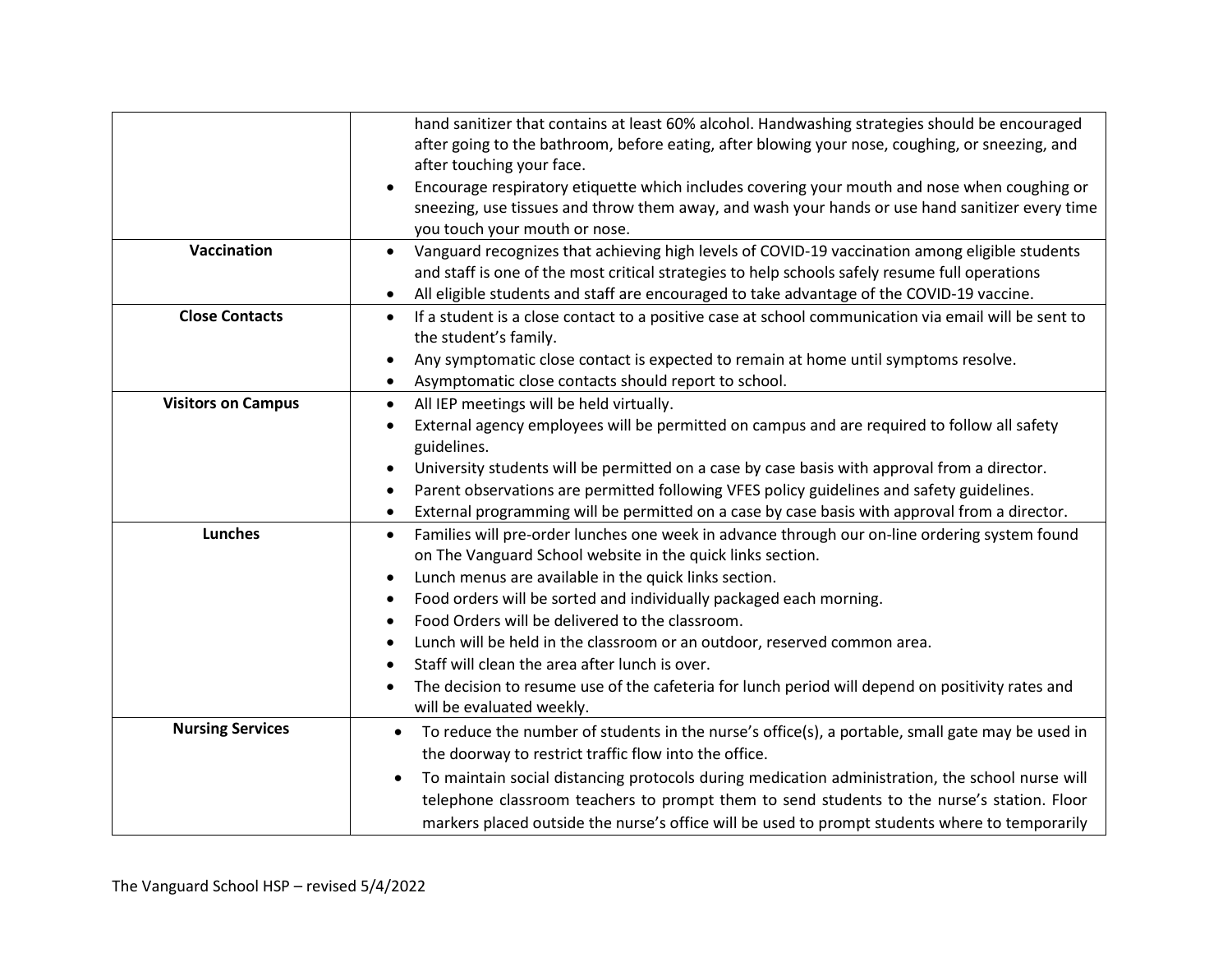| | |
|---|---|
| | hand sanitizer that contains at least 60% alcohol. Handwashing strategies should be encouraged after going to the bathroom, before eating, after blowing your nose, coughing, or sneezing, and after touching your face.<br>• Encourage respiratory etiquette which includes covering your mouth and nose when coughing or sneezing, use tissues and throw them away, and wash your hands or use hand sanitizer every time you touch your mouth or nose. |
| **Vaccination** | • Vanguard recognizes that achieving high levels of COVID-19 vaccination among eligible students and staff is one of the most critical strategies to help schools safely resume full operations<br>• All eligible students and staff are encouraged to take advantage of the COVID-19 vaccine. |
| **Close Contacts** | • If a student is a close contact to a positive case at school communication via email will be sent to the student's family.<br>• Any symptomatic close contact is expected to remain at home until symptoms resolve.<br>• Asymptomatic close contacts should report to school. |
| **Visitors on Campus** | • All IEP meetings will be held virtually.<br>• External agency employees will be permitted on campus and are required to follow all safety guidelines.<br>• University students will be permitted on a case by case basis with approval from a director.<br>• Parent observations are permitted following VFES policy guidelines and safety guidelines.<br>• External programming will be permitted on a case by case basis with approval from a director. |
| **Lunches** | • Families will pre-order lunches one week in advance through our on-line ordering system found on The Vanguard School website in the quick links section.<br>• Lunch menus are available in the quick links section.<br>• Food orders will be sorted and individually packaged each morning.<br>• Food Orders will be delivered to the classroom.<br>• Lunch will be held in the classroom or an outdoor, reserved common area.<br>• Staff will clean the area after lunch is over.<br>• The decision to resume use of the cafeteria for lunch period will depend on positivity rates and will be evaluated weekly. |
| **Nursing Services** | • To reduce the number of students in the nurse's office(s), a portable, small gate may be used in the doorway to restrict traffic flow into the office.<br>• To maintain social distancing protocols during medication administration, the school nurse will telephone classroom teachers to prompt them to send students to the nurse's station. Floor markers placed outside the nurse's office will be used to prompt students where to temporarily |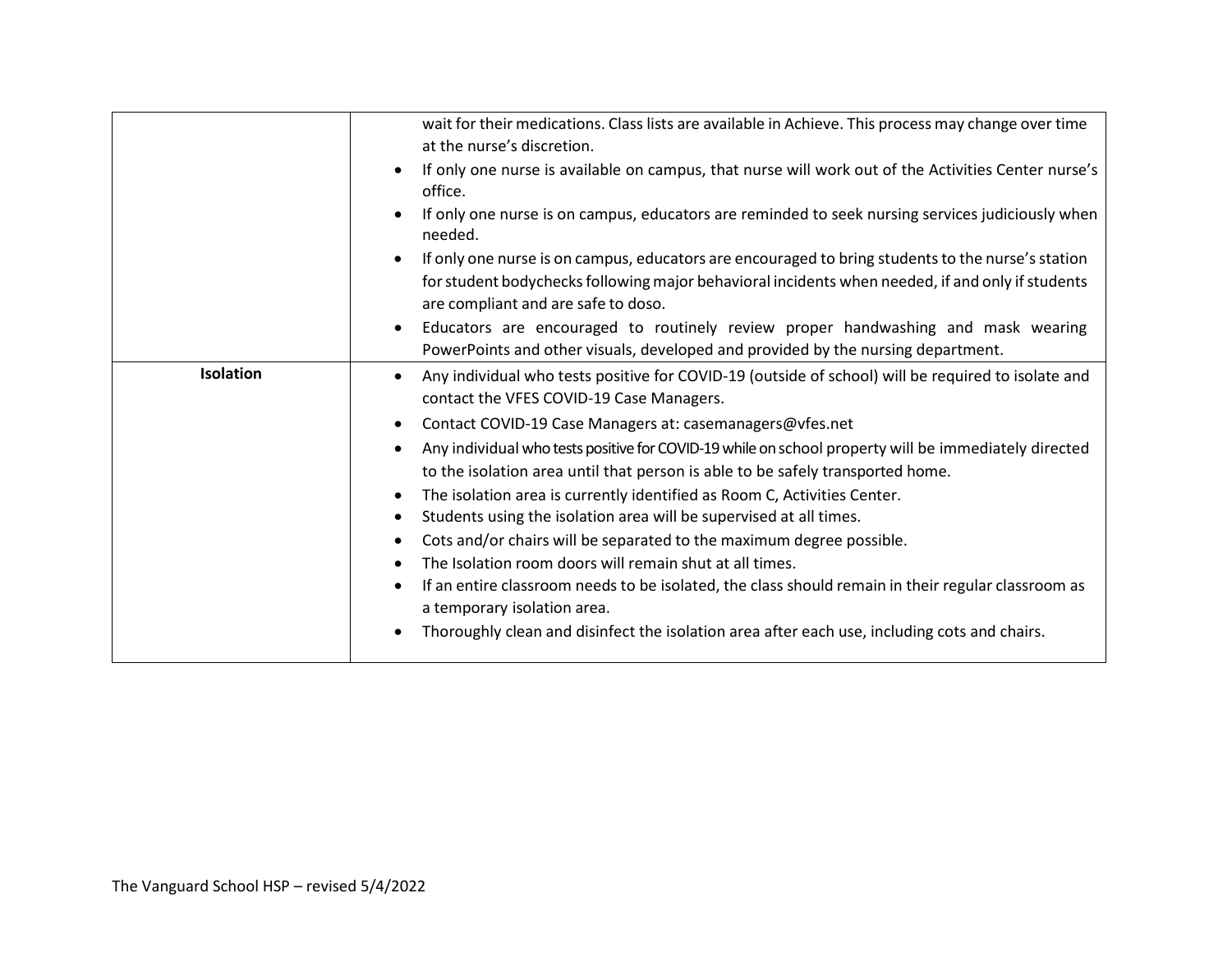| | |
|---|---|
| | wait for their medications. Class lists are available in Achieve. This process may change over time at the nurse's discretion.<br>• If only one nurse is available on campus, that nurse will work out of the Activities Center nurse's office.<br>• If only one nurse is on campus, educators are reminded to seek nursing services judiciously when needed.<br>• If only one nurse is on campus, educators are encouraged to bring students to the nurse's station for student bodychecks following major behavioral incidents when needed, if and only if students are compliant and are safe to doso.<br>• Educators are encouraged to routinely review proper handwashing and mask wearing PowerPoints and other visuals, developed and provided by the nursing department. |
| **Isolation** | • Any individual who tests positive for COVID-19 (outside of school) will be required to isolate and contact the VFES COVID-19 Case Managers.<br>• Contact COVID-19 Case Managers at: casemanagers@vfes.net<br>• Any individual who tests positive for COVID-19 while on school property will be immediately directed to the isolation area until that person is able to be safely transported home.<br>• The isolation area is currently identified as Room C, Activities Center.<br>• Students using the isolation area will be supervised at all times.<br>• Cots and/or chairs will be separated to the maximum degree possible.<br>• The Isolation room doors will remain shut at all times.<br>• If an entire classroom needs to be isolated, the class should remain in their regular classroom as a temporary isolation area.<br>• Thoroughly clean and disinfect the isolation area after each use, including cots and chairs. |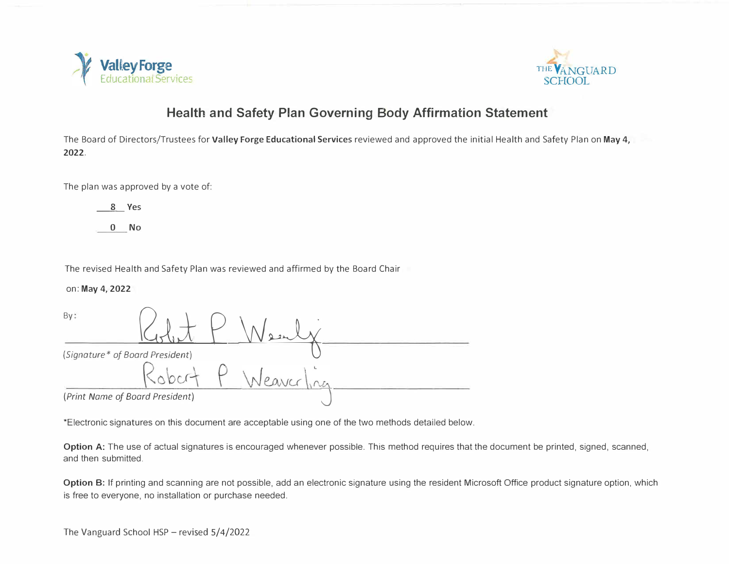Valley Forge Educational Services

THE VANGUARD SCHOOL

# Health and Safety Plan Governing Body Affirmation Statement

The Board of Directors/Trustees for **Valley Forge Educational Services** reviewed and approved the initial Health and Safety Plan on **May 4, 2022**.

The plan was approved by a vote of:

__8__ **Yes**

__0__ **No**

The revised Health and Safety Plan was reviewed and affirmed by the Board Chair

on: **May 4, 2022**

By:

Robert P Weaverling

*(Signature\* of Board President)*

Robert P Weaverling

*(Print Name of Board President)*

\*Electronic signatures on this document are acceptable using one of the two methods detailed below.

**Option A:** The use of actual signatures is encouraged whenever possible. This method requires that the document be printed, signed, scanned, and then submitted.

**Option B:** If printing and scanning are not possible, add an electronic signature using the resident Microsoft Office product signature option, which is free to everyone, no installation or purchase needed.

The Vanguard School HSP – revised 5/4/2022